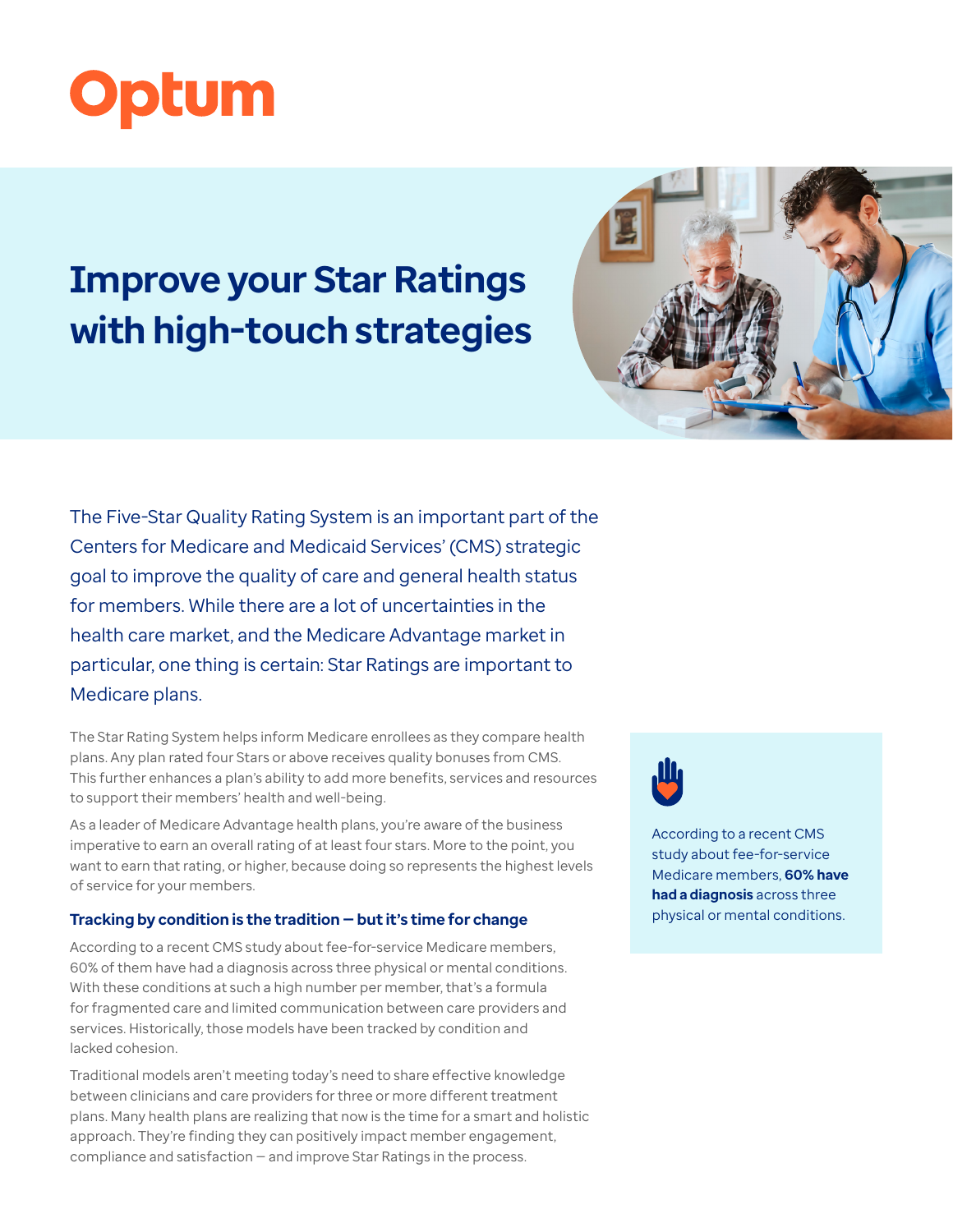# Improve your Star Ratings with high-touch strategies

The Five-Star Quality Rating System is an important part of the Centers for Medicare and Medicaid Services' (CMS) strategic goal to improve the quality of care and general health status for members. While there are a lot of uncertainties in the health care market, and the Medicare Advantage market in particular, one thing is certain: Star Ratings are important to Medicare plans.

The Star Rating System helps inform Medicare enrollees as they compare health plans. Any plan rated four Stars or above receives quality bonuses from CMS. This further enhances a plan's ability to add more benefits, services and resources to support their members' health and well-being.

As a leader of Medicare Advantage health plans, you're aware of the business imperative to earn an overall rating of at least four stars. More to the point, you want to earn that rating, or higher, because doing so represents the highest levels of service for your members.

### Tracking by condition is the tradition — but it's time for change

According to a recent CMS study about fee-for-service Medicare members, 60% of them have had a diagnosis across three physical or mental conditions. With these conditions at such a high number per member, that's a formula for fragmented care and limited communication between care providers and services. Historically, those models have been tracked by condition and lacked cohesion.

Traditional models aren't meeting today's need to share effective knowledge between clinicians and care providers for three or more different treatment plans. Many health plans are realizing that now is the time for a smart and holistic approach. They're finding they can positively impact member engagement, compliance and satisfaction — and improve Star Ratings in the process.

According to a recent CMS study about fee-for-service Medicare members, **60% have had a diagnosis** across three physical or mental conditions.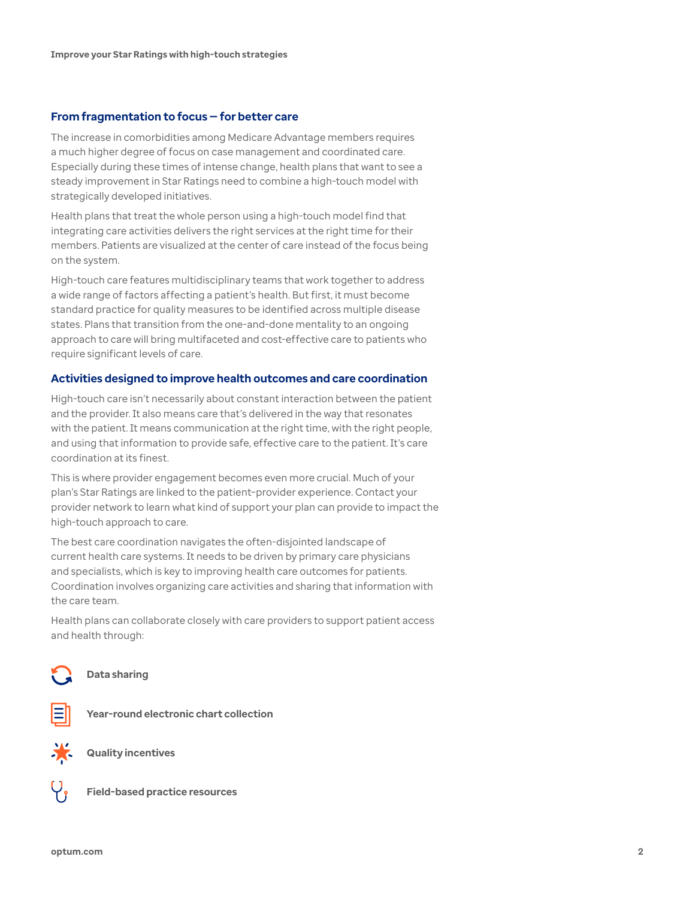## From fragmentation to focus — for better care

The increase in comorbidities among Medicare Advantage members requires a much higher degree of focus on case management and coordinated care. Especially during these times of intense change, health plans that want to see a steady improvement in Star Ratings need to combine a high-touch model with strategically developed initiatives.

Health plans that treat the whole person using a high-touch model find that integrating care activities delivers the right services at the right time for their members. Patients are visualized at the center of care instead of the focus being on the system.

High-touch care features multidisciplinary teams that work together to address a wide range of factors affecting a patient's health. But first, it must become standard practice for quality measures to be identified across multiple disease states. Plans that transition from the one-and-done mentality to an ongoing approach to care will bring multifaceted and cost-effective care to patients who require significant levels of care.

## Activities designed to improve health outcomes and care coordination

High-touch care isn't necessarily about constant interaction between the patient and the provider. It also means care that's delivered in the way that resonates with the patient. It means communication at the right time, with the right people, and using that information to provide safe, effective care to the patient. It's care coordination at its finest.

This is where provider engagement becomes even more crucial. Much of your plan's Star Ratings are linked to the patient-provider experience. Contact your provider network to learn what kind of support your plan can provide to impact the high-touch approach to care.

The best care coordination navigates the often-disjointed landscape of current health care systems. It needs to be driven by primary care physicians and specialists, which is key to improving health care outcomes for patients. Coordination involves organizing care activities and sharing that information with the care team.

Health plans can collaborate closely with care providers to support patient access and health through:

- **Data sharing**
- **Year-round electronic chart collection**
- **Quality incentives**
- **Field-based practice resources**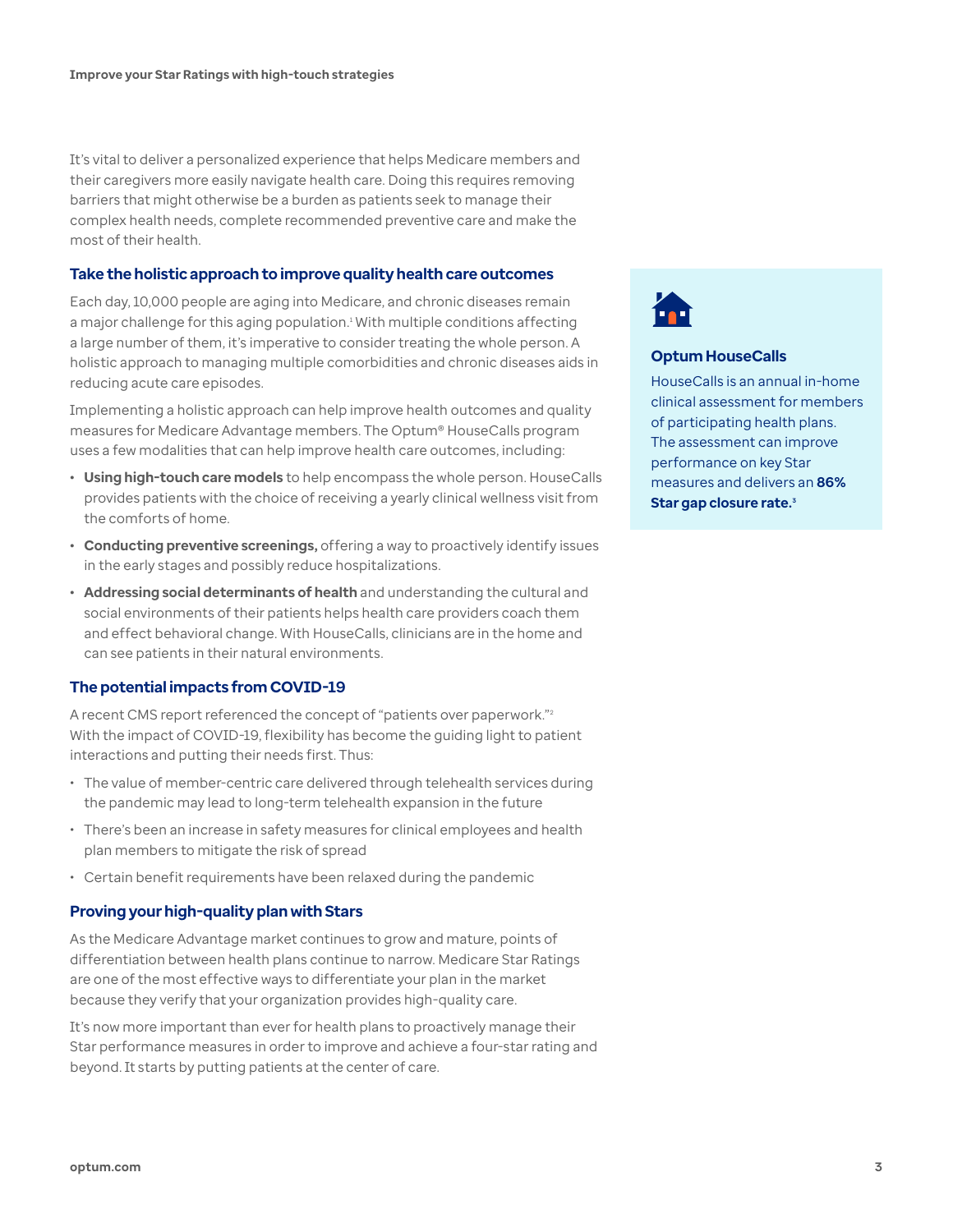It's vital to deliver a personalized experience that helps Medicare members and their caregivers more easily navigate health care. Doing this requires removing barriers that might otherwise be a burden as patients seek to manage their complex health needs, complete recommended preventive care and make the most of their health.

## Take the holistic approach to improve quality health care outcomes

Each day, 10,000 people are aging into Medicare, and chronic diseases remain a major challenge for this aging population.[1] With multiple conditions affecting a large number of them, it's imperative to consider treating the whole person. A holistic approach to managing multiple comorbidities and chronic diseases aids in reducing acute care episodes.

Implementing a holistic approach can help improve health outcomes and quality measures for Medicare Advantage members. The Optum® HouseCalls program uses a few modalities that can help improve health care outcomes, including:

- **Using high-touch care models** to help encompass the whole person. HouseCalls provides patients with the choice of receiving a yearly clinical wellness visit from the comforts of home.
- **Conducting preventive screenings,** offering a way to proactively identify issues in the early stages and possibly reduce hospitalizations.
- **Addressing social determinants of health** and understanding the cultural and social environments of their patients helps health care providers coach them and effect behavioral change. With HouseCalls, clinicians are in the home and can see patients in their natural environments.

### Optum HouseCalls

HouseCalls is an annual in-home clinical assessment for members of participating health plans. The assessment can improve performance on key Star measures and delivers an **86% Star gap closure rate.**[3]

## The potential impacts from COVID-19

A recent CMS report referenced the concept of "patients over paperwork."[2] With the impact of COVID-19, flexibility has become the guiding light to patient interactions and putting their needs first. Thus:

- The value of member-centric care delivered through telehealth services during the pandemic may lead to long-term telehealth expansion in the future
- There's been an increase in safety measures for clinical employees and health plan members to mitigate the risk of spread
- Certain benefit requirements have been relaxed during the pandemic

## Proving your high-quality plan with Stars

As the Medicare Advantage market continues to grow and mature, points of differentiation between health plans continue to narrow. Medicare Star Ratings are one of the most effective ways to differentiate your plan in the market because they verify that your organization provides high-quality care.

It's now more important than ever for health plans to proactively manage their Star performance measures in order to improve and achieve a four-star rating and beyond. It starts by putting patients at the center of care.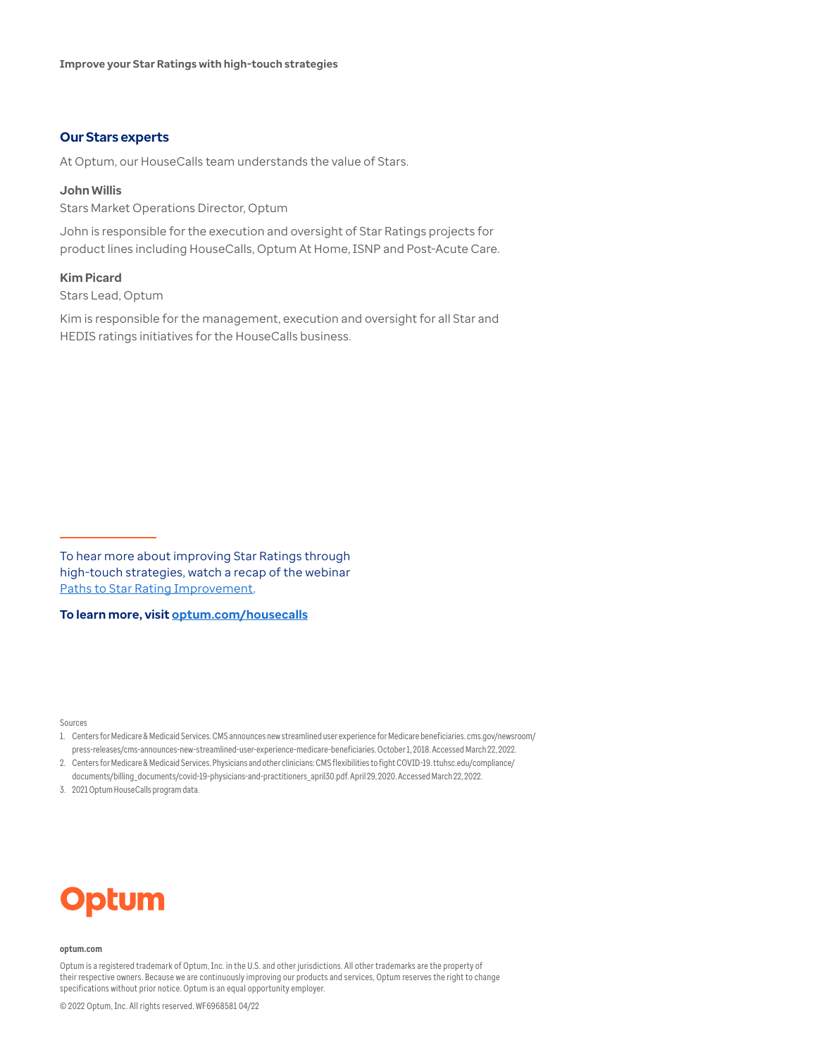## Our Stars experts

At Optum, our HouseCalls team understands the value of Stars.

**John Willis**

Stars Market Operations Director, Optum

John is responsible for the execution and oversight of Star Ratings projects for product lines including HouseCalls, Optum At Home, ISNP and Post-Acute Care.

**Kim Picard**

Stars Lead, Optum

Kim is responsible for the management, execution and oversight for all Star and HEDIS ratings initiatives for the HouseCalls business.

To hear more about improving Star Ratings through high-touch strategies, watch a recap of the webinar [Paths to Star Rating Improvement](#).

**To learn more, visit [optum.com/housecalls](#)**

Sources

1. Centers for Medicare & Medicaid Services. CMS announces new streamlined user experience for Medicare beneficiaries. cms.gov/newsroom/press-releases/cms-announces-new-streamlined-user-experience-medicare-beneficiaries. October 1, 2018. Accessed March 22, 2022.
2. Centers for Medicare & Medicaid Services. Physicians and other clinicians: CMS flexibilities to fight COVID-19. ttuhsc.edu/compliance/documents/billing_documents/covid-19-physicians-and-practitioners_april30.pdf. April 29, 2020. Accessed March 22, 2022.
3. 2021 Optum HouseCalls program data.

Optum

**optum.com**

Optum is a registered trademark of Optum, Inc. in the U.S. and other jurisdictions. All other trademarks are the property of their respective owners. Because we are continuously improving our products and services, Optum reserves the right to change specifications without prior notice. Optum is an equal opportunity employer.

© 2022 Optum, Inc. All rights reserved. WF6968581 04/22